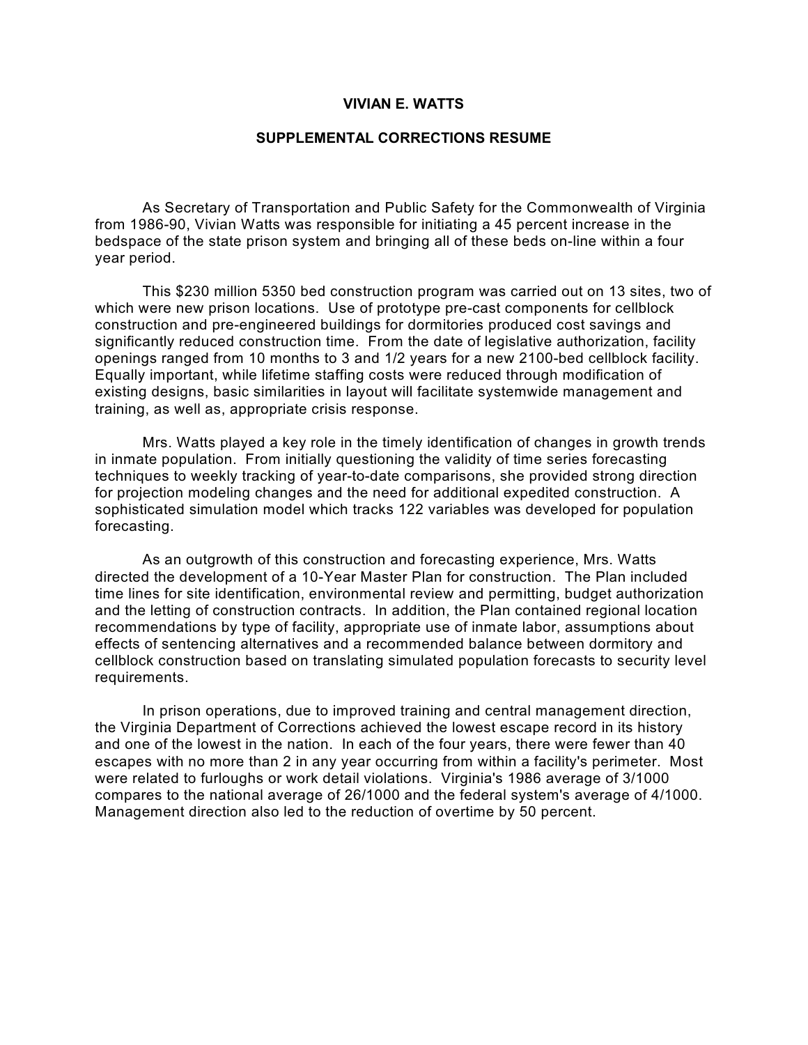# VIVIAN E. WATTS

## SUPPLEMENTAL CORRECTIONS RESUME

As Secretary of Transportation and Public Safety for the Commonwealth of Virginia from 1986-90, Vivian Watts was responsible for initiating a 45 percent increase in the bedspace of the state prison system and bringing all of these beds on-line within a four year period.

This $230 million 5350 bed construction program was carried out on 13 sites, two of which were new prison locations. Use of prototype pre-cast components for cellblock construction and pre-engineered buildings for dormitories produced cost savings and significantly reduced construction time. From the date of legislative authorization, facility openings ranged from 10 months to 3 and 1/2 years for a new 2100-bed cellblock facility. Equally important, while lifetime staffing costs were reduced through modification of existing designs, basic similarities in layout will facilitate systemwide management and training, as well as, appropriate crisis response.

Mrs. Watts played a key role in the timely identification of changes in growth trends in inmate population. From initially questioning the validity of time series forecasting techniques to weekly tracking of year-to-date comparisons, she provided strong direction for projection modeling changes and the need for additional expedited construction. A sophisticated simulation model which tracks 122 variables was developed for population forecasting.

As an outgrowth of this construction and forecasting experience, Mrs. Watts directed the development of a 10-Year Master Plan for construction. The Plan included time lines for site identification, environmental review and permitting, budget authorization and the letting of construction contracts. In addition, the Plan contained regional location recommendations by type of facility, appropriate use of inmate labor, assumptions about effects of sentencing alternatives and a recommended balance between dormitory and cellblock construction based on translating simulated population forecasts to security level requirements.

In prison operations, due to improved training and central management direction, the Virginia Department of Corrections achieved the lowest escape record in its history and one of the lowest in the nation. In each of the four years, there were fewer than 40 escapes with no more than 2 in any year occurring from within a facility's perimeter. Most were related to furloughs or work detail violations. Virginia's 1986 average of 3/1000 compares to the national average of 26/1000 and the federal system's average of 4/1000. Management direction also led to the reduction of overtime by 50 percent.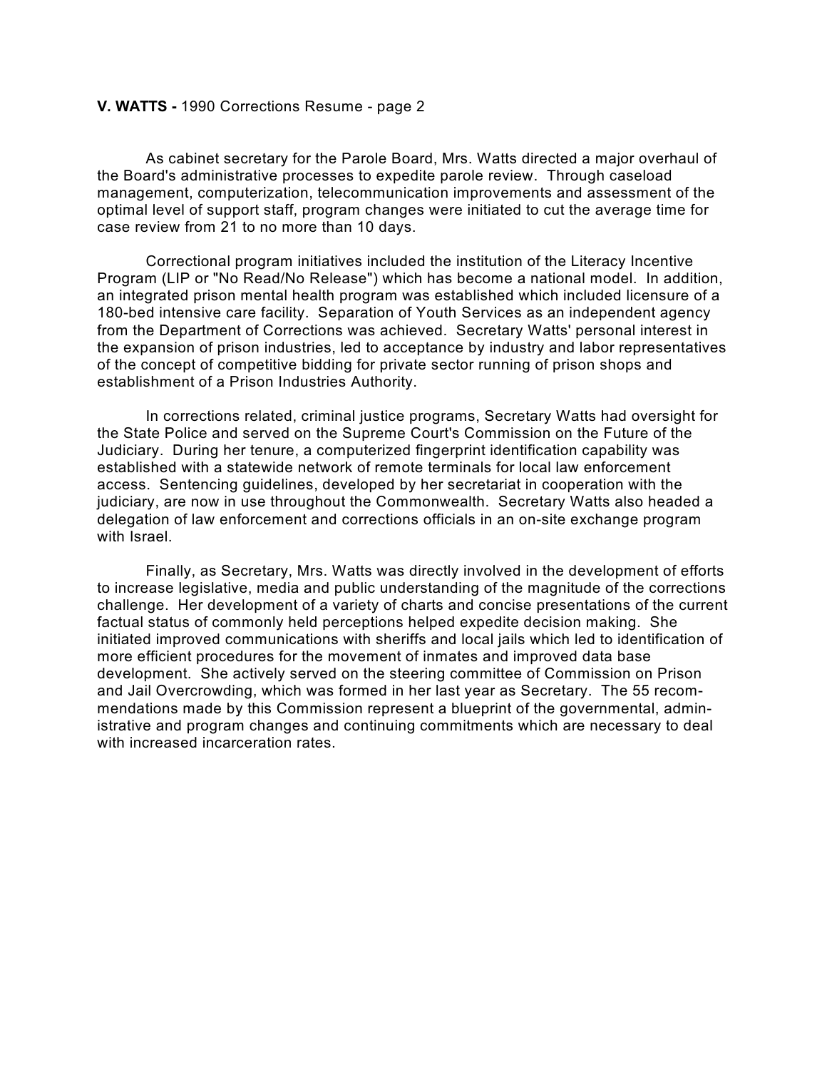As cabinet secretary for the Parole Board, Mrs. Watts directed a major overhaul of the Board's administrative processes to expedite parole review. Through caseload management, computerization, telecommunication improvements and assessment of the optimal level of support staff, program changes were initiated to cut the average time for case review from 21 to no more than 10 days.

Correctional program initiatives included the institution of the Literacy Incentive Program (LIP or "No Read/No Release") which has become a national model. In addition, an integrated prison mental health program was established which included licensure of a 180-bed intensive care facility. Separation of Youth Services as an independent agency from the Department of Corrections was achieved. Secretary Watts' personal interest in the expansion of prison industries, led to acceptance by industry and labor representatives of the concept of competitive bidding for private sector running of prison shops and establishment of a Prison Industries Authority.

In corrections related, criminal justice programs, Secretary Watts had oversight for the State Police and served on the Supreme Court's Commission on the Future of the Judiciary. During her tenure, a computerized fingerprint identification capability was established with a statewide network of remote terminals for local law enforcement access. Sentencing guidelines, developed by her secretariat in cooperation with the judiciary, are now in use throughout the Commonwealth. Secretary Watts also headed a delegation of law enforcement and corrections officials in an on-site exchange program with Israel.

Finally, as Secretary, Mrs. Watts was directly involved in the development of efforts to increase legislative, media and public understanding of the magnitude of the corrections challenge. Her development of a variety of charts and concise presentations of the current factual status of commonly held perceptions helped expedite decision making. She initiated improved communications with sheriffs and local jails which led to identification of more efficient procedures for the movement of inmates and improved data base development. She actively served on the steering committee of Commission on Prison and Jail Overcrowding, which was formed in her last year as Secretary. The 55 recommendations made by this Commission represent a blueprint of the governmental, administrative and program changes and continuing commitments which are necessary to deal with increased incarceration rates.